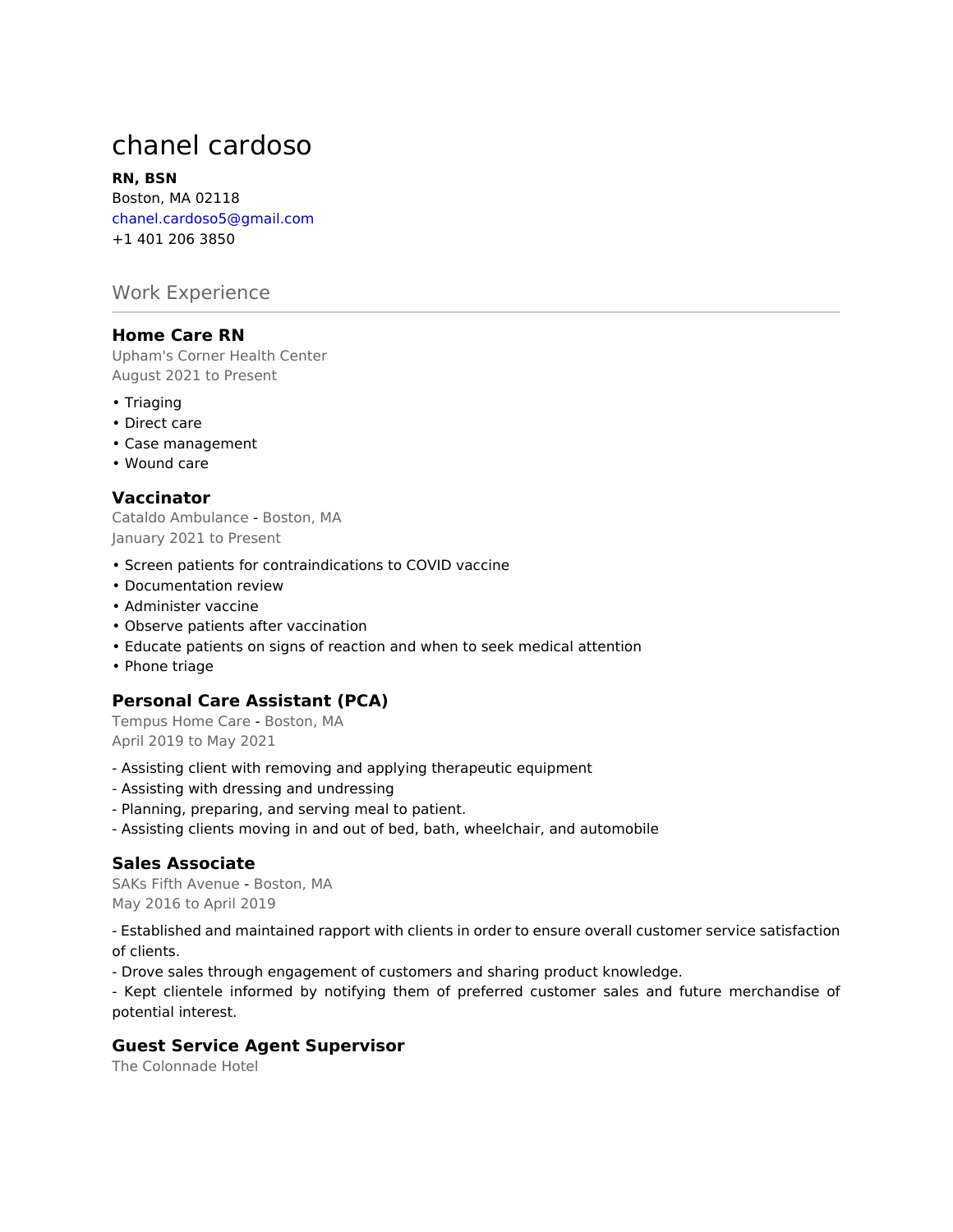# chanel cardoso

**RN, BSN**
Boston, MA 02118
chanel.cardoso5@gmail.com
+1 401 206 3850

## Work Experience

### Home Care RN

Upham's Corner Health Center
August 2021 to Present

- Triaging
- Direct care
- Case management
- Wound care

### Vaccinator

Cataldo Ambulance - Boston, MA
January 2021 to Present

- Screen patients for contraindications to COVID vaccine
- Documentation review
- Administer vaccine
- Observe patients after vaccination
- Educate patients on signs of reaction and when to seek medical attention
- Phone triage

### Personal Care Assistant (PCA)

Tempus Home Care - Boston, MA
April 2019 to May 2021

- Assisting client with removing and applying therapeutic equipment
- Assisting with dressing and undressing
- Planning, preparing, and serving meal to patient.
- Assisting clients moving in and out of bed, bath, wheelchair, and automobile

### Sales Associate

SAKs Fifth Avenue - Boston, MA
May 2016 to April 2019

- Established and maintained rapport with clients in order to ensure overall customer service satisfaction of clients.
- Drove sales through engagement of customers and sharing product knowledge.
- Kept clientele informed by notifying them of preferred customer sales and future merchandise of potential interest.

### Guest Service Agent Supervisor

The Colonnade Hotel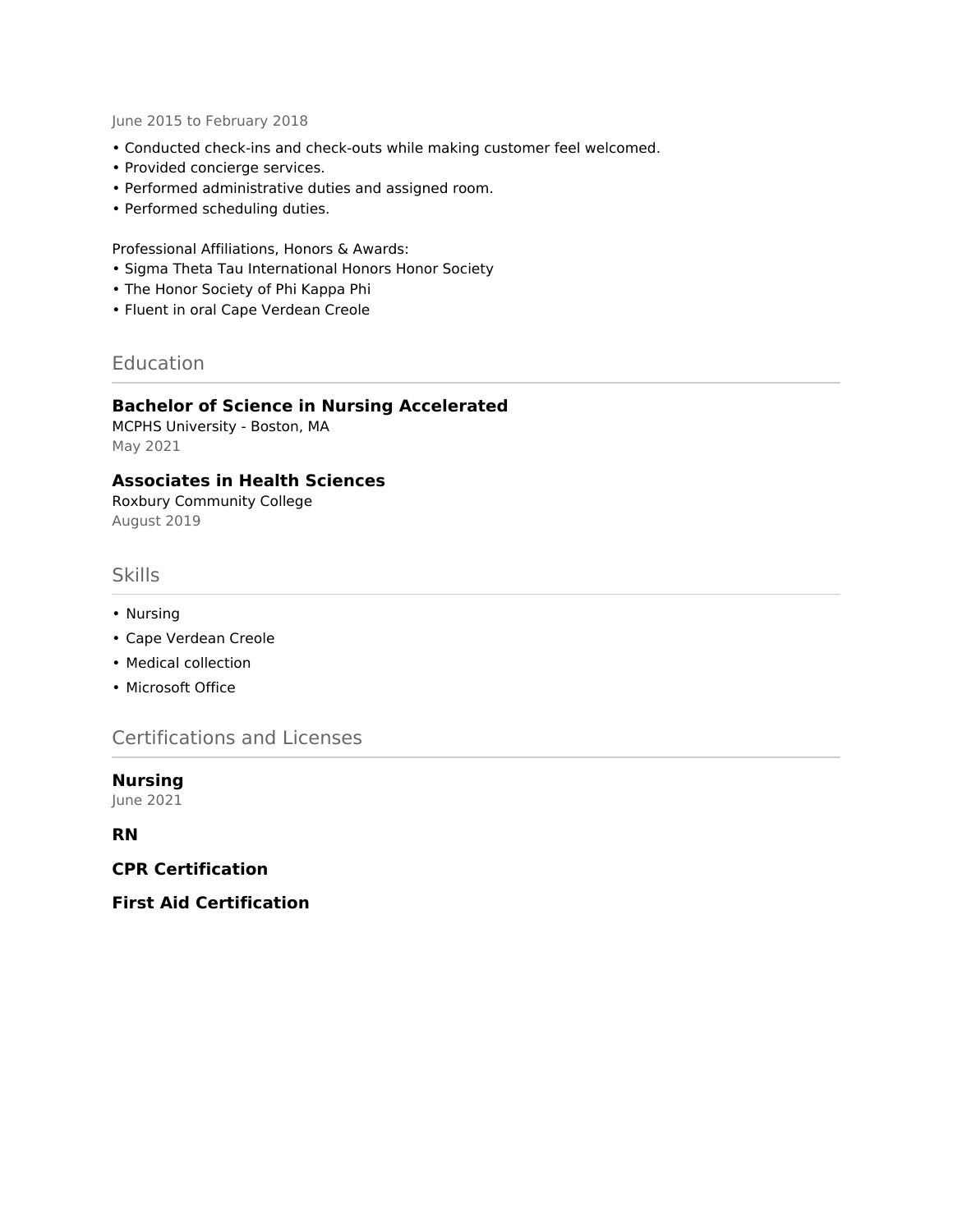June 2015 to February 2018

- Conducted check-ins and check-outs while making customer feel welcomed.
- Provided concierge services.
- Performed administrative duties and assigned room.
- Performed scheduling duties.

Professional Affiliations, Honors & Awards:

- Sigma Theta Tau International Honors Honor Society
- The Honor Society of Phi Kappa Phi
- Fluent in oral Cape Verdean Creole

## Education

### Bachelor of Science in Nursing Accelerated

MCPHS University - Boston, MA
May 2021

### Associates in Health Sciences

Roxbury Community College
August 2019

## Skills

- Nursing
- Cape Verdean Creole
- Medical collection
- Microsoft Office

## Certifications and Licenses

### Nursing

June 2021

### RN

### CPR Certification

### First Aid Certification